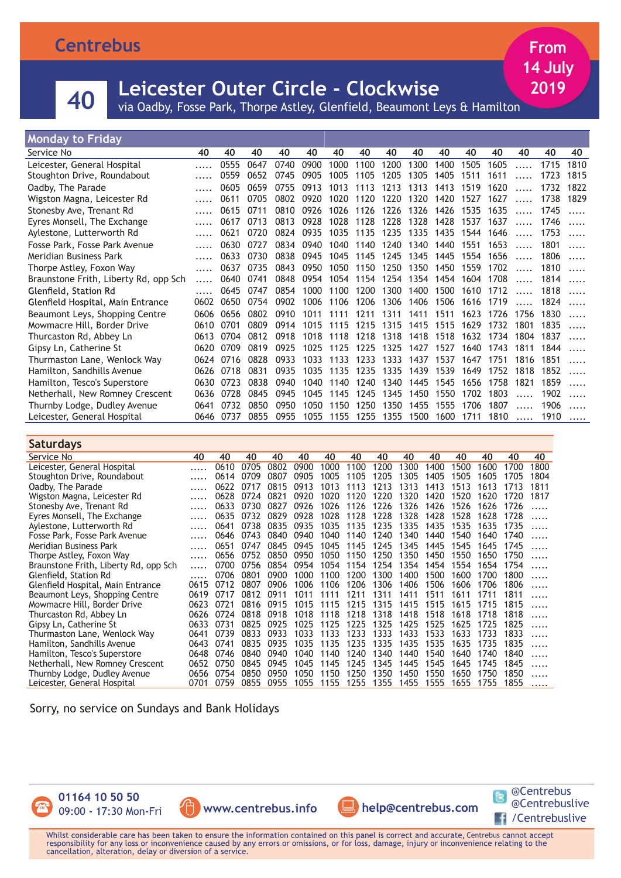# Centrebus

**From 14 July 2019**

## 40 Leicester Outer Circle - Clockwise

via Oadby, Fosse Park, Thorpe Astley, Glenfield, Beaumont Leys & Hamilton

### Monday to Friday

| Service No | 40 | 40 | 40 | 40 | 40 | 40 | 40 | 40 | 40 | 40 | 40 | 40 | 40 | 40 | 40 |
|---|---|---|---|---|---|---|---|---|---|---|---|---|---|---|---|
| Leicester, General Hospital | ..... | 0555 | 0647 | 0740 | 0900 | 1000 | 1100 | 1200 | 1300 | 1400 | 1505 | 1605 | ..... | 1715 | 1810 |
| Stoughton Drive, Roundabout | ..... | 0559 | 0652 | 0745 | 0905 | 1005 | 1105 | 1205 | 1305 | 1405 | 1511 | 1611 | ..... | 1723 | 1815 |
| Oadby, The Parade | ..... | 0605 | 0659 | 0755 | 0913 | 1013 | 1113 | 1213 | 1313 | 1413 | 1519 | 1620 | ..... | 1732 | 1822 |
| Wigston Magna, Leicester Rd | ..... | 0611 | 0705 | 0802 | 0920 | 1020 | 1120 | 1220 | 1320 | 1420 | 1527 | 1627 | ..... | 1738 | 1829 |
| Stonesby Ave, Trenant Rd | ..... | 0615 | 0711 | 0810 | 0926 | 1026 | 1126 | 1226 | 1326 | 1426 | 1535 | 1635 | ..... | 1745 | ..... |
| Eyres Monsell, The Exchange | ..... | 0617 | 0713 | 0813 | 0928 | 1028 | 1128 | 1228 | 1328 | 1428 | 1537 | 1637 | ..... | 1746 | ..... |
| Aylestone, Lutterworth Rd | ..... | 0621 | 0720 | 0824 | 0935 | 1035 | 1135 | 1235 | 1335 | 1435 | 1544 | 1646 | ..... | 1753 | ..... |
| Fosse Park, Fosse Park Avenue | ..... | 0630 | 0727 | 0834 | 0940 | 1040 | 1140 | 1240 | 1340 | 1440 | 1551 | 1653 | ..... | 1801 | ..... |
| Meridian Business Park | ..... | 0633 | 0730 | 0838 | 0945 | 1045 | 1145 | 1245 | 1345 | 1445 | 1554 | 1656 | ..... | 1806 | ..... |
| Thorpe Astley, Foxon Way | ..... | 0637 | 0735 | 0843 | 0950 | 1050 | 1150 | 1250 | 1350 | 1450 | 1559 | 1702 | ..... | 1810 | ..... |
| Braunstone Frith, Liberty Rd, opp Sch | ..... | 0640 | 0741 | 0848 | 0954 | 1054 | 1154 | 1254 | 1354 | 1454 | 1604 | 1708 | ..... | 1814 | ..... |
| Glenfield, Station Rd | ..... | 0645 | 0747 | 0854 | 1000 | 1100 | 1200 | 1300 | 1400 | 1500 | 1610 | 1712 | ..... | 1818 | ..... |
| Glenfield Hospital, Main Entrance | 0602 | 0650 | 0754 | 0902 | 1006 | 1106 | 1206 | 1306 | 1406 | 1506 | 1616 | 1719 | ..... | 1824 | ..... |
| Beaumont Leys, Shopping Centre | 0606 | 0656 | 0802 | 0910 | 1011 | 1111 | 1211 | 1311 | 1411 | 1511 | 1623 | 1726 | 1756 | 1830 | ..... |
| Mowmacre Hill, Border Drive | 0610 | 0701 | 0809 | 0914 | 1015 | 1115 | 1215 | 1315 | 1415 | 1515 | 1629 | 1732 | 1801 | 1835 | ..... |
| Thurcaston Rd, Abbey Ln | 0613 | 0704 | 0812 | 0918 | 1018 | 1118 | 1218 | 1318 | 1418 | 1518 | 1632 | 1734 | 1804 | 1837 | ..... |
| Gipsy Ln, Catherine St | 0620 | 0709 | 0819 | 0925 | 1025 | 1125 | 1225 | 1325 | 1427 | 1527 | 1640 | 1743 | 1811 | 1844 | ..... |
| Thurmaston Lane, Wenlock Way | 0624 | 0716 | 0828 | 0933 | 1033 | 1133 | 1233 | 1333 | 1437 | 1537 | 1647 | 1751 | 1816 | 1851 | ..... |
| Hamilton, Sandhills Avenue | 0626 | 0718 | 0831 | 0935 | 1035 | 1135 | 1235 | 1335 | 1439 | 1539 | 1649 | 1752 | 1818 | 1852 | ..... |
| Hamilton, Tesco's Superstore | 0630 | 0723 | 0838 | 0940 | 1040 | 1140 | 1240 | 1340 | 1445 | 1545 | 1656 | 1758 | 1821 | 1859 | ..... |
| Netherhall, New Romney Crescent | 0636 | 0728 | 0845 | 0945 | 1045 | 1145 | 1245 | 1345 | 1450 | 1550 | 1702 | 1803 | ..... | 1902 | ..... |
| Thurnby Lodge, Dudley Avenue | 0641 | 0732 | 0850 | 0950 | 1050 | 1150 | 1250 | 1350 | 1455 | 1555 | 1706 | 1807 | ..... | 1906 | ..... |
| Leicester, General Hospital | 0646 | 0737 | 0855 | 0955 | 1055 | 1155 | 1255 | 1355 | 1500 | 1600 | 1711 | 1810 | ..... | 1910 | ..... |

### Saturdays

| Service No | 40 | 40 | 40 | 40 | 40 | 40 | 40 | 40 | 40 | 40 | 40 | 40 | 40 | 40 |
|---|---|---|---|---|---|---|---|---|---|---|---|---|---|---|
| Leicester, General Hospital | ..... | 0610 | 0705 | 0802 | 0900 | 1000 | 1100 | 1200 | 1300 | 1400 | 1500 | 1600 | 1700 | 1800 |
| Stoughton Drive, Roundabout | ..... | 0614 | 0709 | 0807 | 0905 | 1005 | 1105 | 1205 | 1305 | 1405 | 1505 | 1605 | 1705 | 1804 |
| Oadby, The Parade | ..... | 0622 | 0717 | 0815 | 0913 | 1013 | 1113 | 1213 | 1313 | 1413 | 1513 | 1613 | 1713 | 1811 |
| Wigston Magna, Leicester Rd | ..... | 0628 | 0724 | 0821 | 0920 | 1020 | 1120 | 1220 | 1320 | 1420 | 1520 | 1620 | 1720 | 1817 |
| Stonesby Ave, Trenant Rd | ..... | 0633 | 0730 | 0827 | 0926 | 1026 | 1126 | 1226 | 1326 | 1426 | 1526 | 1626 | 1726 | ..... |
| Eyres Monsell, The Exchange | ..... | 0635 | 0732 | 0829 | 0928 | 1028 | 1128 | 1228 | 1328 | 1428 | 1528 | 1628 | 1728 | ..... |
| Aylestone, Lutterworth Rd | ..... | 0641 | 0738 | 0835 | 0935 | 1035 | 1135 | 1235 | 1335 | 1435 | 1535 | 1635 | 1735 | ..... |
| Fosse Park, Fosse Park Avenue | ..... | 0646 | 0743 | 0840 | 0940 | 1040 | 1140 | 1240 | 1340 | 1440 | 1540 | 1640 | 1740 | ..... |
| Meridian Business Park | ..... | 0651 | 0747 | 0845 | 0945 | 1045 | 1145 | 1245 | 1345 | 1445 | 1545 | 1645 | 1745 | ..... |
| Thorpe Astley, Foxon Way | ..... | 0656 | 0752 | 0850 | 0950 | 1050 | 1150 | 1250 | 1350 | 1450 | 1550 | 1650 | 1750 | ..... |
| Braunstone Frith, Liberty Rd, opp Sch | ..... | 0700 | 0756 | 0854 | 0954 | 1054 | 1154 | 1254 | 1354 | 1454 | 1554 | 1654 | 1754 | ..... |
| Glenfield, Station Rd | ..... | 0706 | 0801 | 0900 | 1000 | 1100 | 1200 | 1300 | 1400 | 1500 | 1600 | 1700 | 1800 | ..... |
| Glenfield Hospital, Main Entrance | 0615 | 0712 | 0807 | 0906 | 1006 | 1106 | 1206 | 1306 | 1406 | 1506 | 1606 | 1706 | 1806 | ..... |
| Beaumont Leys, Shopping Centre | 0619 | 0717 | 0812 | 0911 | 1011 | 1111 | 1211 | 1311 | 1411 | 1511 | 1611 | 1711 | 1811 | ..... |
| Mowmacre Hill, Border Drive | 0623 | 0721 | 0816 | 0915 | 1015 | 1115 | 1215 | 1315 | 1415 | 1515 | 1615 | 1715 | 1815 | ..... |
| Thurcaston Rd, Abbey Ln | 0626 | 0724 | 0818 | 0918 | 1018 | 1118 | 1218 | 1318 | 1418 | 1518 | 1618 | 1718 | 1818 | ..... |
| Gipsy Ln, Catherine St | 0633 | 0731 | 0825 | 0925 | 1025 | 1125 | 1225 | 1325 | 1425 | 1525 | 1625 | 1725 | 1825 | ..... |
| Thurmaston Lane, Wenlock Way | 0641 | 0739 | 0833 | 0933 | 1033 | 1133 | 1233 | 1333 | 1433 | 1533 | 1633 | 1733 | 1833 | ..... |
| Hamilton, Sandhills Avenue | 0643 | 0741 | 0835 | 0935 | 1035 | 1135 | 1235 | 1335 | 1435 | 1535 | 1635 | 1735 | 1835 | ..... |
| Hamilton, Tesco's Superstore | 0648 | 0746 | 0840 | 0940 | 1040 | 1140 | 1240 | 1340 | 1440 | 1540 | 1640 | 1740 | 1840 | ..... |
| Netherhall, New Romney Crescent | 0652 | 0750 | 0845 | 0945 | 1045 | 1145 | 1245 | 1345 | 1445 | 1545 | 1645 | 1745 | 1845 | ..... |
| Thurnby Lodge, Dudley Avenue | 0656 | 0754 | 0850 | 0950 | 1050 | 1150 | 1250 | 1350 | 1450 | 1550 | 1650 | 1750 | 1850 | ..... |
| Leicester, General Hospital | 0701 | 0759 | 0855 | 0955 | 1055 | 1155 | 1255 | 1355 | 1455 | 1555 | 1655 | 1755 | 1855 | ..... |

Sorry, no service on Sundays and Bank Holidays

**01164 10 50 50**
09:00 - 17:30 Mon-Fri

**www.centrebus.info**

**help@centrebus.com**

@Centrebus
@Centrebuslive
/Centrebuslive

Whilst considerable care has been taken to ensure the information contained on this panel is correct and accurate, Centrebus cannot accept responsibility for any loss or inconvenience caused by any errors or omissions, or for loss, damage, injury or inconvenience relating to the cancellation, alteration, delay or diversion of a service.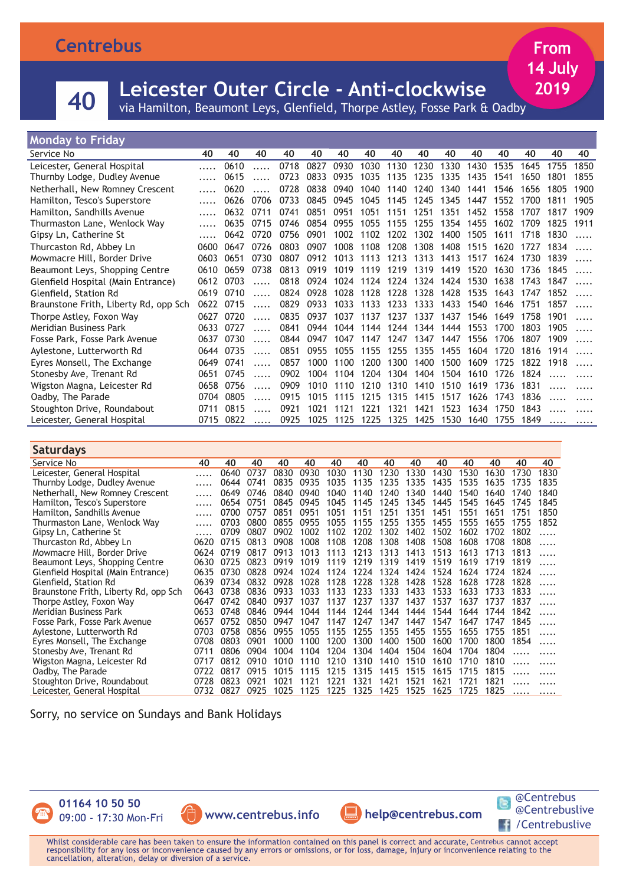# Centrebus

**From 14 July 2019**

# 40 Leicester Outer Circle - Anti-clockwise

via Hamilton, Beaumont Leys, Glenfield, Thorpe Astley, Fosse Park & Oadby

## Monday to Friday

| Service No | 40 | 40 | 40 | 40 | 40 | 40 | 40 | 40 | 40 | 40 | 40 | 40 | 40 | 40 | 40 |
|---|---|---|---|---|---|---|---|---|---|---|---|---|---|---|---|
| Leicester, General Hospital | ..... | 0610 | ..... | 0718 | 0827 | 0930 | 1030 | 1130 | 1230 | 1330 | 1430 | 1535 | 1645 | 1755 | 1850 |
| Thurnby Lodge, Dudley Avenue | ..... | 0615 | ..... | 0723 | 0833 | 0935 | 1035 | 1135 | 1235 | 1335 | 1435 | 1541 | 1650 | 1801 | 1855 |
| Netherhall, New Romney Crescent | ..... | 0620 | ..... | 0728 | 0838 | 0940 | 1040 | 1140 | 1240 | 1340 | 1441 | 1546 | 1656 | 1805 | 1900 |
| Hamilton, Tesco's Superstore | ..... | 0626 | 0706 | 0733 | 0845 | 0945 | 1045 | 1145 | 1245 | 1345 | 1447 | 1552 | 1700 | 1811 | 1905 |
| Hamilton, Sandhills Avenue | ..... | 0632 | 0711 | 0741 | 0851 | 0951 | 1051 | 1151 | 1251 | 1351 | 1452 | 1558 | 1707 | 1817 | 1909 |
| Thurmaston Lane, Wenlock Way | ..... | 0635 | 0715 | 0746 | 0854 | 0955 | 1055 | 1155 | 1255 | 1354 | 1455 | 1602 | 1709 | 1825 | 1911 |
| Gipsy Ln, Catherine St | ..... | 0642 | 0720 | 0756 | 0901 | 1002 | 1102 | 1202 | 1302 | 1400 | 1505 | 1611 | 1718 | 1830 | ..... |
| Thurcaston Rd, Abbey Ln | 0600 | 0647 | 0726 | 0803 | 0907 | 1008 | 1108 | 1208 | 1308 | 1408 | 1515 | 1620 | 1727 | 1834 | ..... |
| Mowmacre Hill, Border Drive | 0603 | 0651 | 0730 | 0807 | 0912 | 1013 | 1113 | 1213 | 1313 | 1413 | 1517 | 1624 | 1730 | 1839 | ..... |
| Beaumont Leys, Shopping Centre | 0610 | 0659 | 0738 | 0813 | 0919 | 1019 | 1119 | 1219 | 1319 | 1419 | 1520 | 1630 | 1736 | 1845 | ..... |
| Glenfield Hospital (Main Entrance) | 0612 | 0703 | ..... | 0818 | 0924 | 1024 | 1124 | 1224 | 1324 | 1424 | 1530 | 1638 | 1743 | 1847 | ..... |
| Glenfield, Station Rd | 0619 | 0710 | ..... | 0824 | 0928 | 1028 | 1128 | 1228 | 1328 | 1428 | 1535 | 1643 | 1747 | 1852 | ..... |
| Braunstone Frith, Liberty Rd, opp Sch | 0622 | 0715 | ..... | 0829 | 0933 | 1033 | 1133 | 1233 | 1333 | 1433 | 1540 | 1646 | 1751 | 1857 | ..... |
| Thorpe Astley, Foxon Way | 0627 | 0720 | ..... | 0835 | 0937 | 1037 | 1137 | 1237 | 1337 | 1437 | 1546 | 1649 | 1758 | 1901 | ..... |
| Meridian Business Park | 0633 | 0727 | ..... | 0841 | 0944 | 1044 | 1144 | 1244 | 1344 | 1444 | 1553 | 1700 | 1803 | 1905 | ..... |
| Fosse Park, Fosse Park Avenue | 0637 | 0730 | ..... | 0844 | 0947 | 1047 | 1147 | 1247 | 1347 | 1447 | 1556 | 1706 | 1807 | 1909 | ..... |
| Aylestone, Lutterworth Rd | 0644 | 0735 | ..... | 0851 | 0955 | 1055 | 1155 | 1255 | 1355 | 1455 | 1604 | 1720 | 1816 | 1914 | ..... |
| Eyres Monsell, The Exchange | 0649 | 0741 | ..... | 0857 | 1000 | 1100 | 1200 | 1300 | 1400 | 1500 | 1609 | 1725 | 1822 | 1918 | ..... |
| Stonesby Ave, Trenant Rd | 0651 | 0745 | ..... | 0902 | 1004 | 1104 | 1204 | 1304 | 1404 | 1504 | 1610 | 1726 | 1824 | ..... | ..... |
| Wigston Magna, Leicester Rd | 0658 | 0756 | ..... | 0909 | 1010 | 1110 | 1210 | 1310 | 1410 | 1510 | 1619 | 1736 | 1831 | ..... | ..... |
| Oadby, The Parade | 0704 | 0805 | ..... | 0915 | 1015 | 1115 | 1215 | 1315 | 1415 | 1517 | 1626 | 1743 | 1836 | ..... | ..... |
| Stoughton Drive, Roundabout | 0711 | 0815 | ..... | 0921 | 1021 | 1121 | 1221 | 1321 | 1421 | 1523 | 1634 | 1750 | 1843 | ..... | ..... |
| Leicester, General Hospital | 0715 | 0822 | ..... | 0925 | 1025 | 1125 | 1225 | 1325 | 1425 | 1530 | 1640 | 1755 | 1849 | ..... | ..... |

## Saturdays

| Service No | 40 | 40 | 40 | 40 | 40 | 40 | 40 | 40 | 40 | 40 | 40 | 40 | 40 | 40 |
|---|---|---|---|---|---|---|---|---|---|---|---|---|---|---|
| Leicester, General Hospital | ..... | 0640 | 0737 | 0830 | 0930 | 1030 | 1130 | 1230 | 1330 | 1430 | 1530 | 1630 | 1730 | 1830 |
| Thurnby Lodge, Dudley Avenue | ..... | 0644 | 0741 | 0835 | 0935 | 1035 | 1135 | 1235 | 1335 | 1435 | 1535 | 1635 | 1735 | 1835 |
| Netherhall, New Romney Crescent | ..... | 0649 | 0746 | 0840 | 0940 | 1040 | 1140 | 1240 | 1340 | 1440 | 1540 | 1640 | 1740 | 1840 |
| Hamilton, Tesco's Superstore | ..... | 0654 | 0751 | 0845 | 0945 | 1045 | 1145 | 1245 | 1345 | 1445 | 1545 | 1645 | 1745 | 1845 |
| Hamilton, Sandhills Avenue | ..... | 0700 | 0757 | 0851 | 0951 | 1051 | 1151 | 1251 | 1351 | 1451 | 1551 | 1651 | 1751 | 1850 |
| Thurmaston Lane, Wenlock Way | ..... | 0703 | 0800 | 0855 | 0955 | 1055 | 1155 | 1255 | 1355 | 1455 | 1555 | 1655 | 1755 | 1852 |
| Gipsy Ln, Catherine St | ..... | 0709 | 0807 | 0902 | 1002 | 1102 | 1202 | 1302 | 1402 | 1502 | 1602 | 1702 | 1802 | ..... |
| Thurcaston Rd, Abbey Ln | 0620 | 0715 | 0813 | 0908 | 1008 | 1108 | 1208 | 1308 | 1408 | 1508 | 1608 | 1708 | 1808 | ..... |
| Mowmacre Hill, Border Drive | 0624 | 0719 | 0817 | 0913 | 1013 | 1113 | 1213 | 1313 | 1413 | 1513 | 1613 | 1713 | 1813 | ..... |
| Beaumont Leys, Shopping Centre | 0630 | 0725 | 0823 | 0919 | 1019 | 1119 | 1219 | 1319 | 1419 | 1519 | 1619 | 1719 | 1819 | ..... |
| Glenfield Hospital (Main Entrance) | 0635 | 0730 | 0828 | 0924 | 1024 | 1124 | 1224 | 1324 | 1424 | 1524 | 1624 | 1724 | 1824 | ..... |
| Glenfield, Station Rd | 0639 | 0734 | 0832 | 0928 | 1028 | 1128 | 1228 | 1328 | 1428 | 1528 | 1628 | 1728 | 1828 | ..... |
| Braunstone Frith, Liberty Rd, opp Sch | 0643 | 0738 | 0836 | 0933 | 1033 | 1133 | 1233 | 1333 | 1433 | 1533 | 1633 | 1733 | 1833 | ..... |
| Thorpe Astley, Foxon Way | 0647 | 0742 | 0840 | 0937 | 1037 | 1137 | 1237 | 1337 | 1437 | 1537 | 1637 | 1737 | 1837 | ..... |
| Meridian Business Park | 0653 | 0748 | 0846 | 0944 | 1044 | 1144 | 1244 | 1344 | 1444 | 1544 | 1644 | 1744 | 1842 | ..... |
| Fosse Park, Fosse Park Avenue | 0657 | 0752 | 0850 | 0947 | 1047 | 1147 | 1247 | 1347 | 1447 | 1547 | 1647 | 1747 | 1845 | ..... |
| Aylestone, Lutterworth Rd | 0703 | 0758 | 0856 | 0955 | 1055 | 1155 | 1255 | 1355 | 1455 | 1555 | 1655 | 1755 | 1851 | ..... |
| Eyres Monsell, The Exchange | 0708 | 0803 | 0901 | 1000 | 1100 | 1200 | 1300 | 1400 | 1500 | 1600 | 1700 | 1800 | 1854 | ..... |
| Stonesby Ave, Trenant Rd | 0711 | 0806 | 0904 | 1004 | 1104 | 1204 | 1304 | 1404 | 1504 | 1604 | 1704 | 1804 | ..... | ..... |
| Wigston Magna, Leicester Rd | 0717 | 0812 | 0910 | 1010 | 1110 | 1210 | 1310 | 1410 | 1510 | 1610 | 1710 | 1810 | ..... | ..... |
| Oadby, The Parade | 0722 | 0817 | 0915 | 1015 | 1115 | 1215 | 1315 | 1415 | 1515 | 1615 | 1715 | 1815 | ..... | ..... |
| Stoughton Drive, Roundabout | 0728 | 0823 | 0921 | 1021 | 1121 | 1221 | 1321 | 1421 | 1521 | 1621 | 1721 | 1821 | ..... | ..... |
| Leicester, General Hospital | 0732 | 0827 | 0925 | 1025 | 1125 | 1225 | 1325 | 1425 | 1525 | 1625 | 1725 | 1825 | ..... | ..... |

Sorry, no service on Sundays and Bank Holidays

01164 10 50 50
09:00 - 17:30 Mon-Fri

www.centrebus.info

help@centrebus.com

@Centrebus
@Centrebuslive
/Centrebuslive

Whilst considerable care has been taken to ensure the information contained on this panel is correct and accurate, Centrebus cannot accept responsibility for any loss or inconvenience caused by any errors or omissions, or for loss, damage, injury or inconvenience relating to the cancellation, alteration, delay or diversion of a service.